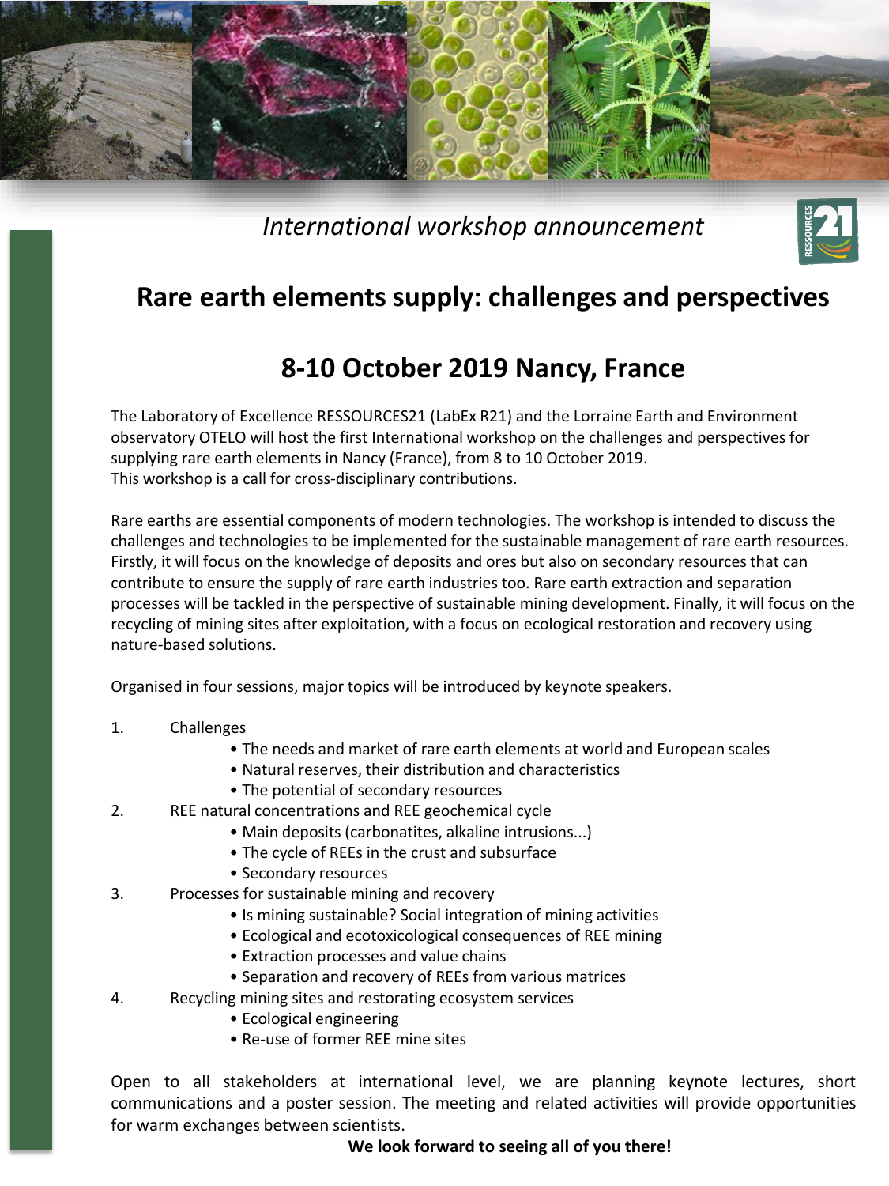*International workshop announcement*

# Rare earth elements supply: challenges and perspectives

## 8-10 October 2019 Nancy, France

The Laboratory of Excellence RESSOURCES21 (LabEx R21) and the Lorraine Earth and Environment observatory OTELO will host the first International workshop on the challenges and perspectives for supplying rare earth elements in Nancy (France), from 8 to 10 October 2019.
This workshop is a call for cross-disciplinary contributions.

Rare earths are essential components of modern technologies. The workshop is intended to discuss the challenges and technologies to be implemented for the sustainable management of rare earth resources. Firstly, it will focus on the knowledge of deposits and ores but also on secondary resources that can contribute to ensure the supply of rare earth industries too. Rare earth extraction and separation processes will be tackled in the perspective of sustainable mining development. Finally, it will focus on the recycling of mining sites after exploitation, with a focus on ecological restoration and recovery using nature-based solutions.

Organised in four sessions, major topics will be introduced by keynote speakers.

1. Challenges
   - The needs and market of rare earth elements at world and European scales
   - Natural reserves, their distribution and characteristics
   - The potential of secondary resources
2. REE natural concentrations and REE geochemical cycle
   - Main deposits (carbonatites, alkaline intrusions...)
   - The cycle of REEs in the crust and subsurface
   - Secondary resources
3. Processes for sustainable mining and recovery
   - Is mining sustainable? Social integration of mining activities
   - Ecological and ecotoxicological consequences of REE mining
   - Extraction processes and value chains
   - Separation and recovery of REEs from various matrices
4. Recycling mining sites and restorating ecosystem services
   - Ecological engineering
   - Re-use of former REE mine sites

Open to all stakeholders at international level, we are planning keynote lectures, short communications and a poster session. The meeting and related activities will provide opportunities for warm exchanges between scientists.

**We look forward to seeing all of you there!**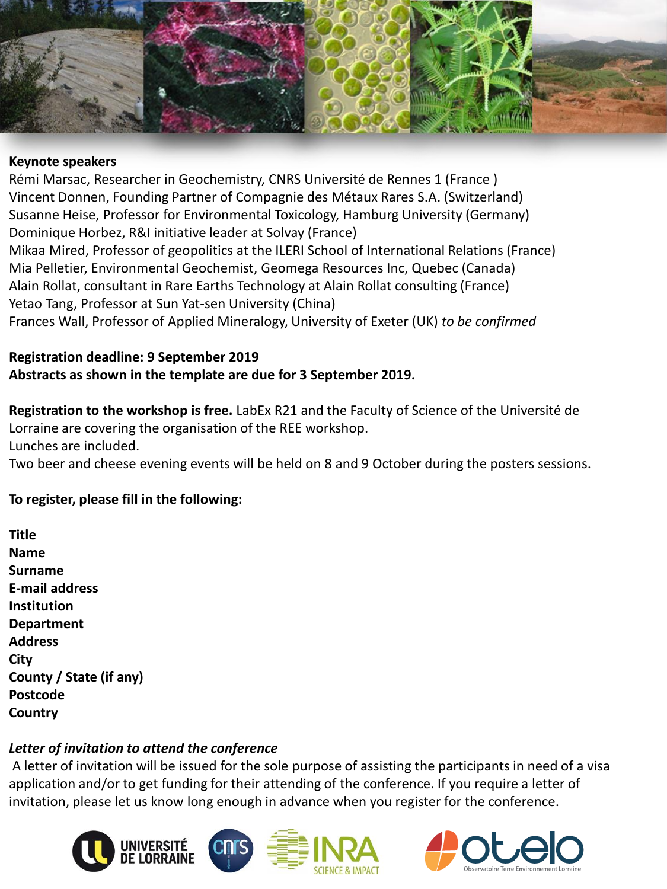**Keynote speakers**

Rémi Marsac, Researcher in Geochemistry, CNRS Université de Rennes 1 (France )
Vincent Donnen, Founding Partner of Compagnie des Métaux Rares S.A. (Switzerland)
Susanne Heise, Professor for Environmental Toxicology, Hamburg University (Germany)
Dominique Horbez, R&I initiative leader at Solvay (France)
Mikaa Mired, Professor of geopolitics at the ILERI School of International Relations (France)
Mia Pelletier, Environmental Geochemist, Geomega Resources Inc, Quebec (Canada)
Alain Rollat, consultant in Rare Earths Technology at Alain Rollat consulting (France)
Yetao Tang, Professor at Sun Yat-sen University (China)
Frances Wall, Professor of Applied Mineralogy, University of Exeter (UK) *to be confirmed*

**Registration deadline: 9 September 2019**
**Abstracts as shown in the template are due for 3 September 2019.**

**Registration to the workshop is free.** LabEx R21 and the Faculty of Science of the Université de Lorraine are covering the organisation of the REE workshop.
Lunches are included.
Two beer and cheese evening events will be held on 8 and 9 October during the posters sessions.

**To register, please fill in the following:**

**Title**
**Name**
**Surname**
**E-mail address**
**Institution**
**Department**
**Address**
**City**
**County / State (if any)**
**Postcode**
**Country**

***Letter of invitation to attend the conference***

A letter of invitation will be issued for the sole purpose of assisting the participants in need of a visa application and/or to get funding for their attending of the conference. If you require a letter of invitation, please let us know long enough in advance when you register for the conference.

UNIVERSITÉ DE LORRAINE — CNRS — INRA SCIENCE & IMPACT — otelo Observatoire Terre Environnement Lorraine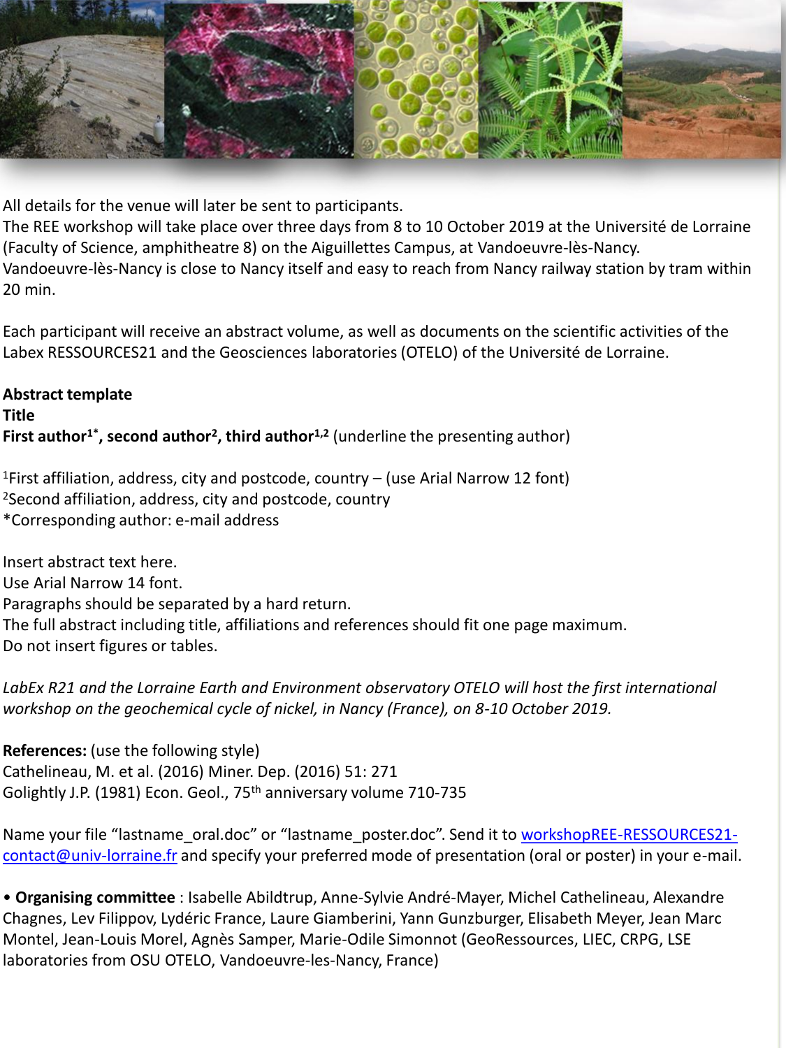All details for the venue will later be sent to participants.
The REE workshop will take place over three days from 8 to 10 October 2019 at the Université de Lorraine (Faculty of Science, amphitheatre 8) on the Aiguillettes Campus, at Vandoeuvre-lès-Nancy. Vandoeuvre-lès-Nancy is close to Nancy itself and easy to reach from Nancy railway station by tram within 20 min.

Each participant will receive an abstract volume, as well as documents on the scientific activities of the Labex RESSOURCES21 and the Geosciences laboratories (OTELO) of the Université de Lorraine.

**Abstract template**
**Title**
**First author[1*], second author[2], third author[1,2]** (underline the presenting author)

[1]First affiliation, address, city and postcode, country – (use Arial Narrow 12 font)
[2]Second affiliation, address, city and postcode, country
*Corresponding author: e-mail address

Insert abstract text here.
Use Arial Narrow 14 font.
Paragraphs should be separated by a hard return.
The full abstract including title, affiliations and references should fit one page maximum.
Do not insert figures or tables.

*LabEx R21 and the Lorraine Earth and Environment observatory OTELO will host the first international workshop on the geochemical cycle of nickel, in Nancy (France), on 8-10 October 2019.*

**References:** (use the following style)
Cathelineau, M. et al. (2016) Miner. Dep. (2016) 51: 271
Golightly J.P. (1981) Econ. Geol., 75th anniversary volume 710-735

Name your file "lastname_oral.doc" or "lastname_poster.doc". Send it to workshopREE-RESSOURCES21-contact@univ-lorraine.fr and specify your preferred mode of presentation (oral or poster) in your e-mail.

- **Organising committee** : Isabelle Abildtrup, Anne-Sylvie André-Mayer, Michel Cathelineau, Alexandre Chagnes, Lev Filippov, Lydéric France, Laure Giamberini, Yann Gunzburger, Elisabeth Meyer, Jean Marc Montel, Jean-Louis Morel, Agnès Samper, Marie-Odile Simonnot (GeoRessources, LIEC, CRPG, LSE laboratories from OSU OTELO, Vandoeuvre-les-Nancy, France)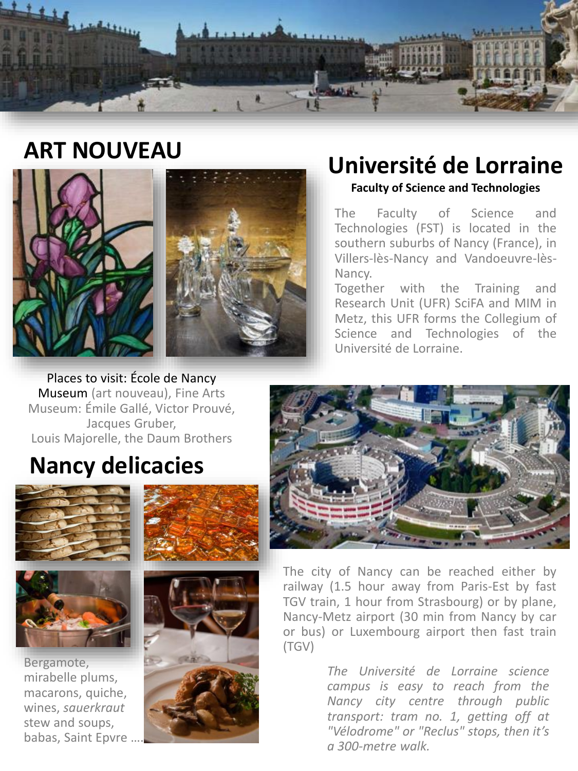## ART NOUVEAU

Places to visit: École de Nancy Museum (art nouveau), Fine Arts Museum: Émile Gallé, Victor Prouvé, Jacques Gruber, Louis Majorelle, the Daum Brothers

## Nancy delicacies

Bergamote, mirabelle plums, macarons, quiche, wines, *sauerkraut* stew and soups, babas, Saint Epvre ….

## Université de Lorraine

**Faculty of Science and Technologies**

The Faculty of Science and Technologies (FST) is located in the southern suburbs of Nancy (France), in Villers-lès-Nancy and Vandoeuvre-lès-Nancy.

Together with the Training and Research Unit (UFR) SciFA and MIM in Metz, this UFR forms the Collegium of Science and Technologies of the Université de Lorraine.

The city of Nancy can be reached either by railway (1.5 hour away from Paris-Est by fast TGV train, 1 hour from Strasbourg) or by plane, Nancy-Metz airport (30 min from Nancy by car or bus) or Luxembourg airport then fast train (TGV)

*The Université de Lorraine science campus is easy to reach from the Nancy city centre through public transport: tram no. 1, getting off at "Vélodrome" or "Reclus" stops, then it's a 300-metre walk.*